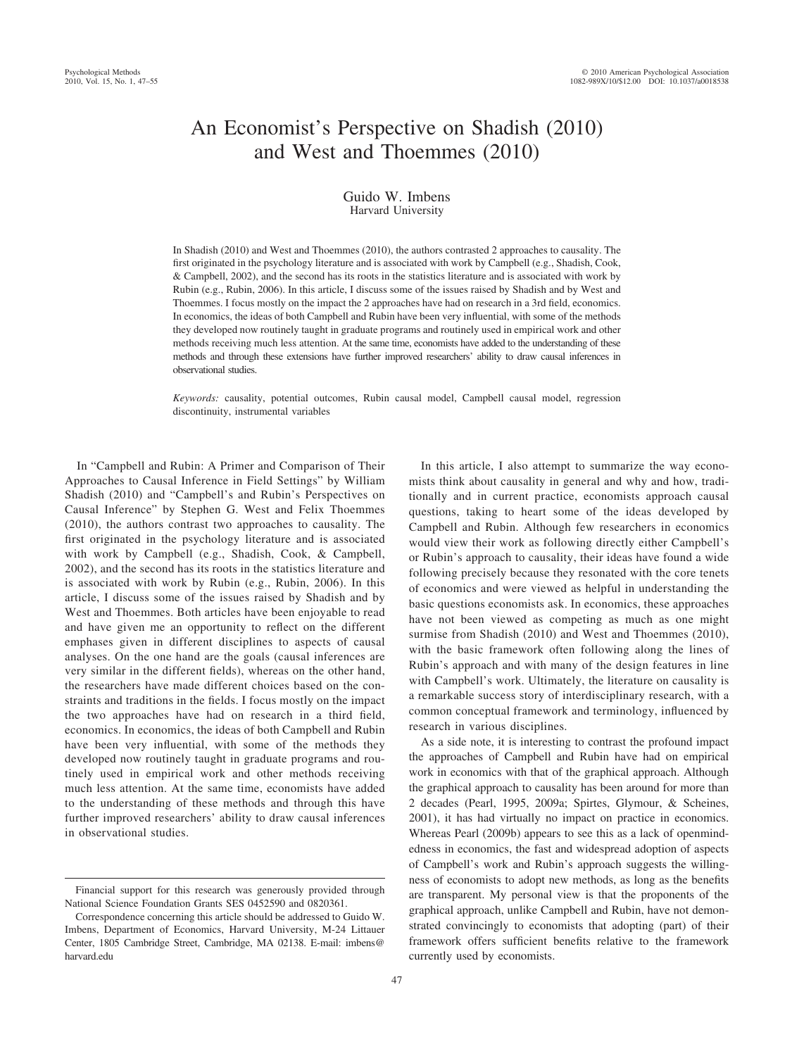# An Economist's Perspective on Shadish (2010) and West and Thoemmes (2010)

Guido W. Imbens
Harvard University

In Shadish (2010) and West and Thoemmes (2010), the authors contrasted 2 approaches to causality. The first originated in the psychology literature and is associated with work by Campbell (e.g., Shadish, Cook, & Campbell, 2002), and the second has its roots in the statistics literature and is associated with work by Rubin (e.g., Rubin, 2006). In this article, I discuss some of the issues raised by Shadish and by West and Thoemmes. I focus mostly on the impact the 2 approaches have had on research in a 3rd field, economics. In economics, the ideas of both Campbell and Rubin have been very influential, with some of the methods they developed now routinely taught in graduate programs and routinely used in empirical work and other methods receiving much less attention. At the same time, economists have added to the understanding of these methods and through these extensions have further improved researchers' ability to draw causal inferences in observational studies.

*Keywords:* causality, potential outcomes, Rubin causal model, Campbell causal model, regression discontinuity, instrumental variables

In "Campbell and Rubin: A Primer and Comparison of Their Approaches to Causal Inference in Field Settings" by William Shadish (2010) and "Campbell's and Rubin's Perspectives on Causal Inference" by Stephen G. West and Felix Thoemmes (2010), the authors contrast two approaches to causality. The first originated in the psychology literature and is associated with work by Campbell (e.g., Shadish, Cook, & Campbell, 2002), and the second has its roots in the statistics literature and is associated with work by Rubin (e.g., Rubin, 2006). In this article, I discuss some of the issues raised by Shadish and by West and Thoemmes. Both articles have been enjoyable to read and have given me an opportunity to reflect on the different emphases given in different disciplines to aspects of causal analyses. On the one hand are the goals (causal inferences are very similar in the different fields), whereas on the other hand, the researchers have made different choices based on the constraints and traditions in the fields. I focus mostly on the impact the two approaches have had on research in a third field, economics. In economics, the ideas of both Campbell and Rubin have been very influential, with some of the methods they developed now routinely taught in graduate programs and routinely used in empirical work and other methods receiving much less attention. At the same time, economists have added to the understanding of these methods and through this have further improved researchers' ability to draw causal inferences in observational studies.

In this article, I also attempt to summarize the way economists think about causality in general and why and how, traditionally and in current practice, economists approach causal questions, taking to heart some of the ideas developed by Campbell and Rubin. Although few researchers in economics would view their work as following directly either Campbell's or Rubin's approach to causality, their ideas have found a wide following precisely because they resonated with the core tenets of economics and were viewed as helpful in understanding the basic questions economists ask. In economics, these approaches have not been viewed as competing as much as one might surmise from Shadish (2010) and West and Thoemmes (2010), with the basic framework often following along the lines of Rubin's approach and with many of the design features in line with Campbell's work. Ultimately, the literature on causality is a remarkable success story of interdisciplinary research, with a common conceptual framework and terminology, influenced by research in various disciplines.

As a side note, it is interesting to contrast the profound impact the approaches of Campbell and Rubin have had on empirical work in economics with that of the graphical approach. Although the graphical approach to causality has been around for more than 2 decades (Pearl, 1995, 2009a; Spirtes, Glymour, & Scheines, 2001), it has had virtually no impact on practice in economics. Whereas Pearl (2009b) appears to see this as a lack of openmindedness in economics, the fast and widespread adoption of aspects of Campbell's work and Rubin's approach suggests the willingness of economists to adopt new methods, as long as the benefits are transparent. My personal view is that the proponents of the graphical approach, unlike Campbell and Rubin, have not demonstrated convincingly to economists that adopting (part) of their framework offers sufficient benefits relative to the framework currently used by economists.

Financial support for this research was generously provided through National Science Foundation Grants SES 0452590 and 0820361.

Correspondence concerning this article should be addressed to Guido W. Imbens, Department of Economics, Harvard University, M-24 Littauer Center, 1805 Cambridge Street, Cambridge, MA 02138. E-mail: imbens@harvard.edu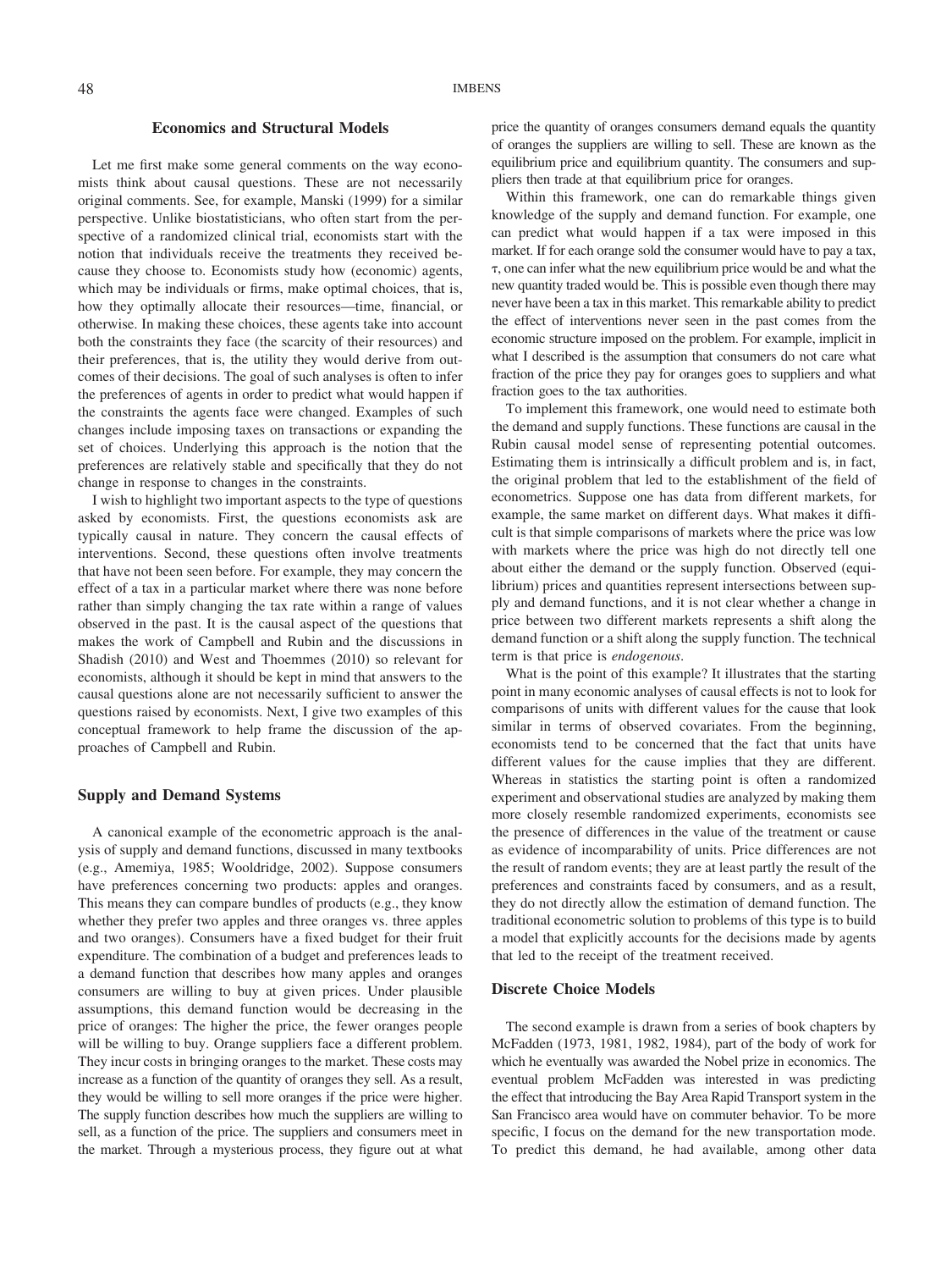## Economics and Structural Models

Let me first make some general comments on the way economists think about causal questions. These are not necessarily original comments. See, for example, Manski (1999) for a similar perspective. Unlike biostatisticians, who often start from the perspective of a randomized clinical trial, economists start with the notion that individuals receive the treatments they received because they choose to. Economists study how (economic) agents, which may be individuals or firms, make optimal choices, that is, how they optimally allocate their resources—time, financial, or otherwise. In making these choices, these agents take into account both the constraints they face (the scarcity of their resources) and their preferences, that is, the utility they would derive from outcomes of their decisions. The goal of such analyses is often to infer the preferences of agents in order to predict what would happen if the constraints the agents face were changed. Examples of such changes include imposing taxes on transactions or expanding the set of choices. Underlying this approach is the notion that the preferences are relatively stable and specifically that they do not change in response to changes in the constraints.

I wish to highlight two important aspects to the type of questions asked by economists. First, the questions economists ask are typically causal in nature. They concern the causal effects of interventions. Second, these questions often involve treatments that have not been seen before. For example, they may concern the effect of a tax in a particular market where there was none before rather than simply changing the tax rate within a range of values observed in the past. It is the causal aspect of the questions that makes the work of Campbell and Rubin and the discussions in Shadish (2010) and West and Thoemmes (2010) so relevant for economists, although it should be kept in mind that answers to the causal questions alone are not necessarily sufficient to answer the questions raised by economists. Next, I give two examples of this conceptual framework to help frame the discussion of the approaches of Campbell and Rubin.

## Supply and Demand Systems

A canonical example of the econometric approach is the analysis of supply and demand functions, discussed in many textbooks (e.g., Amemiya, 1985; Wooldridge, 2002). Suppose consumers have preferences concerning two products: apples and oranges. This means they can compare bundles of products (e.g., they know whether they prefer two apples and three oranges vs. three apples and two oranges). Consumers have a fixed budget for their fruit expenditure. The combination of a budget and preferences leads to a demand function that describes how many apples and oranges consumers are willing to buy at given prices. Under plausible assumptions, this demand function would be decreasing in the price of oranges: The higher the price, the fewer oranges people will be willing to buy. Orange suppliers face a different problem. They incur costs in bringing oranges to the market. These costs may increase as a function of the quantity of oranges they sell. As a result, they would be willing to sell more oranges if the price were higher. The supply function describes how much the suppliers are willing to sell, as a function of the price. The suppliers and consumers meet in the market. Through a mysterious process, they figure out at what price the quantity of oranges consumers demand equals the quantity of oranges the suppliers are willing to sell. These are known as the equilibrium price and equilibrium quantity. The consumers and suppliers then trade at that equilibrium price for oranges.

Within this framework, one can do remarkable things given knowledge of the supply and demand function. For example, one can predict what would happen if a tax were imposed in this market. If for each orange sold the consumer would have to pay a tax, $\tau$, one can infer what the new equilibrium price would be and what the new quantity traded would be. This is possible even though there may never have been a tax in this market. This remarkable ability to predict the effect of interventions never seen in the past comes from the economic structure imposed on the problem. For example, implicit in what I described is the assumption that consumers do not care what fraction of the price they pay for oranges goes to suppliers and what fraction goes to the tax authorities.

To implement this framework, one would need to estimate both the demand and supply functions. These functions are causal in the Rubin causal model sense of representing potential outcomes. Estimating them is intrinsically a difficult problem and is, in fact, the original problem that led to the establishment of the field of econometrics. Suppose one has data from different markets, for example, the same market on different days. What makes it difficult is that simple comparisons of markets where the price was low with markets where the price was high do not directly tell one about either the demand or the supply function. Observed (equilibrium) prices and quantities represent intersections between supply and demand functions, and it is not clear whether a change in price between two different markets represents a shift along the demand function or a shift along the supply function. The technical term is that price is *endogenous*.

What is the point of this example? It illustrates that the starting point in many economic analyses of causal effects is not to look for comparisons of units with different values for the cause that look similar in terms of observed covariates. From the beginning, economists tend to be concerned that the fact that units have different values for the cause implies that they are different. Whereas in statistics the starting point is often a randomized experiment and observational studies are analyzed by making them more closely resemble randomized experiments, economists see the presence of differences in the value of the treatment or cause as evidence of incomparability of units. Price differences are not the result of random events; they are at least partly the result of the preferences and constraints faced by consumers, and as a result, they do not directly allow the estimation of demand function. The traditional econometric solution to problems of this type is to build a model that explicitly accounts for the decisions made by agents that led to the receipt of the treatment received.

## Discrete Choice Models

The second example is drawn from a series of book chapters by McFadden (1973, 1981, 1982, 1984), part of the body of work for which he eventually was awarded the Nobel prize in economics. The eventual problem McFadden was interested in was predicting the effect that introducing the Bay Area Rapid Transport system in the San Francisco area would have on commuter behavior. To be more specific, I focus on the demand for the new transportation mode. To predict this demand, he had available, among other data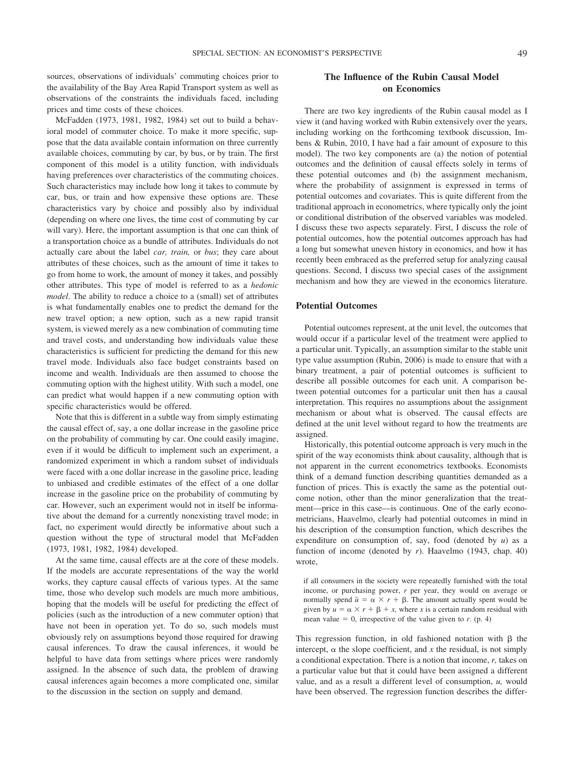sources, observations of individuals' commuting choices prior to the availability of the Bay Area Rapid Transport system as well as observations of the constraints the individuals faced, including prices and time costs of these choices.

McFadden (1973, 1981, 1982, 1984) set out to build a behavioral model of commuter choice. To make it more specific, suppose that the data available contain information on three currently available choices, commuting by car, by bus, or by train. The first component of this model is a utility function, with individuals having preferences over characteristics of the commuting choices. Such characteristics may include how long it takes to commute by car, bus, or train and how expensive these options are. These characteristics vary by choice and possibly also by individual (depending on where one lives, the time cost of commuting by car will vary). Here, the important assumption is that one can think of a transportation choice as a bundle of attributes. Individuals do not actually care about the label *car, train,* or *bus*; they care about attributes of these choices, such as the amount of time it takes to go from home to work, the amount of money it takes, and possibly other attributes. This type of model is referred to as a *hedonic model*. The ability to reduce a choice to a (small) set of attributes is what fundamentally enables one to predict the demand for the new travel option; a new option, such as a new rapid transit system, is viewed merely as a new combination of commuting time and travel costs, and understanding how individuals value these characteristics is sufficient for predicting the demand for this new travel mode. Individuals also face budget constraints based on income and wealth. Individuals are then assumed to choose the commuting option with the highest utility. With such a model, one can predict what would happen if a new commuting option with specific characteristics would be offered.

Note that this is different in a subtle way from simply estimating the causal effect of, say, a one dollar increase in the gasoline price on the probability of commuting by car. One could easily imagine, even if it would be difficult to implement such an experiment, a randomized experiment in which a random subset of individuals were faced with a one dollar increase in the gasoline price, leading to unbiased and credible estimates of the effect of a one dollar increase in the gasoline price on the probability of commuting by car. However, such an experiment would not in itself be informative about the demand for a currently nonexisting travel mode; in fact, no experiment would directly be informative about such a question without the type of structural model that McFadden (1973, 1981, 1982, 1984) developed.

At the same time, causal effects are at the core of these models. If the models are accurate representations of the way the world works, they capture causal effects of various types. At the same time, those who develop such models are much more ambitious, hoping that the models will be useful for predicting the effect of policies (such as the introduction of a new commuter option) that have not been in operation yet. To do so, such models must obviously rely on assumptions beyond those required for drawing causal inferences. To draw the causal inferences, it would be helpful to have data from settings where prices were randomly assigned. In the absence of such data, the problem of drawing causal inferences again becomes a more complicated one, similar to the discussion in the section on supply and demand.

## The Influence of the Rubin Causal Model on Economics

There are two key ingredients of the Rubin causal model as I view it (and having worked with Rubin extensively over the years, including working on the forthcoming textbook discussion, Imbens & Rubin, 2010, I have had a fair amount of exposure to this model). The two key components are (a) the notion of potential outcomes and the definition of causal effects solely in terms of these potential outcomes and (b) the assignment mechanism, where the probability of assignment is expressed in terms of potential outcomes and covariates. This is quite different from the traditional approach in econometrics, where typically only the joint or conditional distribution of the observed variables was modeled. I discuss these two aspects separately. First, I discuss the role of potential outcomes, how the potential outcomes approach has had a long but somewhat uneven history in economics, and how it has recently been embraced as the preferred setup for analyzing causal questions. Second, I discuss two special cases of the assignment mechanism and how they are viewed in the economics literature.

### Potential Outcomes

Potential outcomes represent, at the unit level, the outcomes that would occur if a particular level of the treatment were applied to a particular unit. Typically, an assumption similar to the stable unit type value assumption (Rubin, 2006) is made to ensure that with a binary treatment, a pair of potential outcomes is sufficient to describe all possible outcomes for each unit. A comparison between potential outcomes for a particular unit then has a causal interpretation. This requires no assumptions about the assignment mechanism or about what is observed. The causal effects are defined at the unit level without regard to how the treatments are assigned.

Historically, this potential outcome approach is very much in the spirit of the way economists think about causality, although that is not apparent in the current econometrics textbooks. Economists think of a demand function describing quantities demanded as a function of prices. This is exactly the same as the potential outcome notion, other than the minor generalization that the treatment—price in this case—is continuous. One of the early econometricians, Haavelmo, clearly had potential outcomes in mind in his description of the consumption function, which describes the expenditure on consumption of, say, food (denoted by $u$) as a function of income (denoted by $r$). Haavelmo (1943, chap. 40) wrote,

> if all consumers in the society were repeatedly furnished with the total income, or purchasing power, $r$ per year, they would on average or normally spend $\bar{u} = \alpha \times r + \beta$. The amount actually spent would be given by $u = \alpha \times r + \beta + x$, where $x$ is a certain random residual with mean value $= 0$, irrespective of the value given to $r$. (p. 4)

This regression function, in old fashioned notation with $\beta$ the intercept, $\alpha$ the slope coefficient, and $x$ the residual, is not simply a conditional expectation. There is a notion that income, $r$, takes on a particular value but that it could have been assigned a different value, and as a result a different level of consumption, $u$, would have been observed. The regression function describes the differ-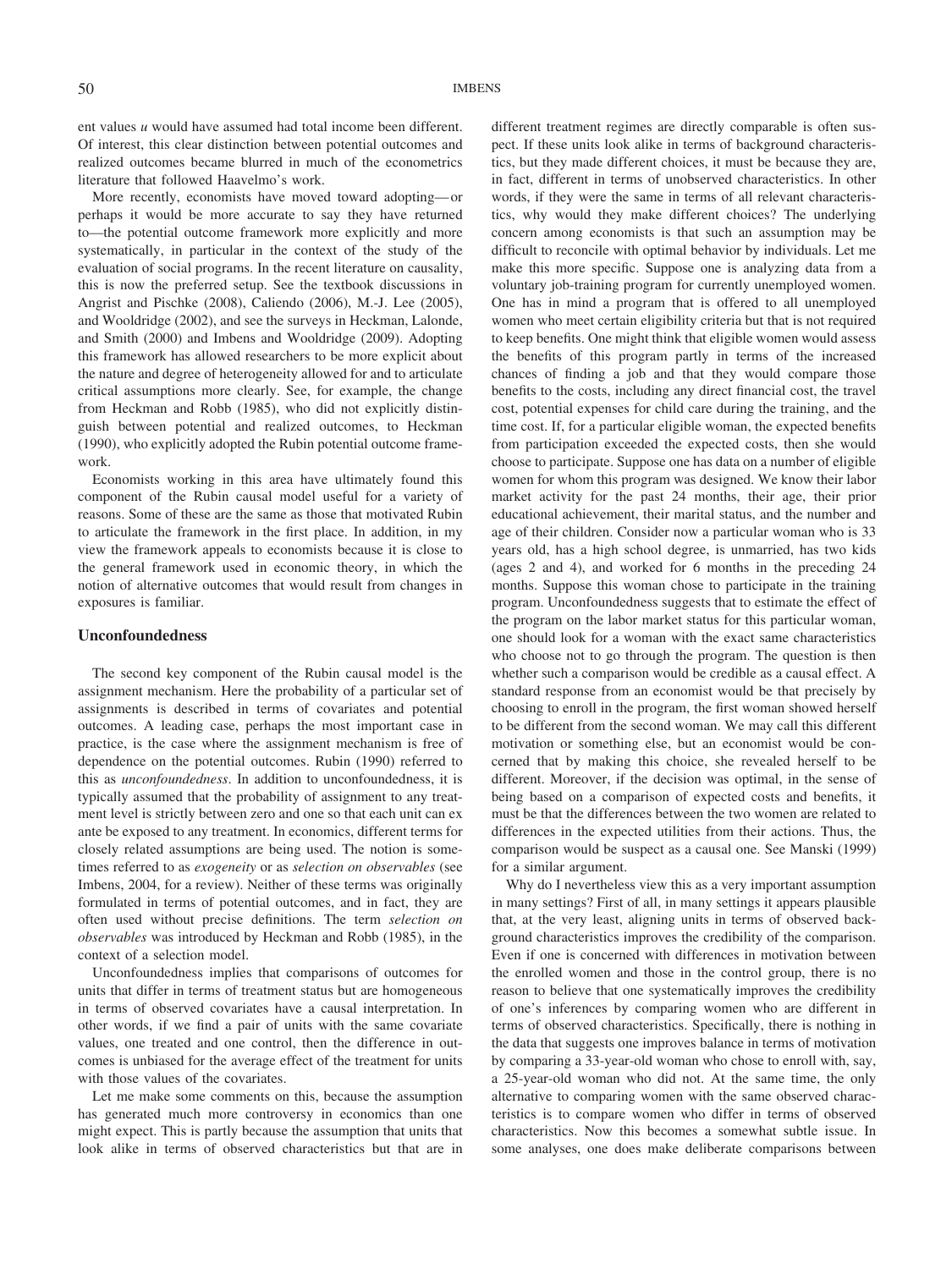ent values *u* would have assumed had total income been different. Of interest, this clear distinction between potential outcomes and realized outcomes became blurred in much of the econometrics literature that followed Haavelmo's work.

More recently, economists have moved toward adopting—or perhaps it would be more accurate to say they have returned to—the potential outcome framework more explicitly and more systematically, in particular in the context of the study of the evaluation of social programs. In the recent literature on causality, this is now the preferred setup. See the textbook discussions in Angrist and Pischke (2008), Caliendo (2006), M.-J. Lee (2005), and Wooldridge (2002), and see the surveys in Heckman, Lalonde, and Smith (2000) and Imbens and Wooldridge (2009). Adopting this framework has allowed researchers to be more explicit about the nature and degree of heterogeneity allowed for and to articulate critical assumptions more clearly. See, for example, the change from Heckman and Robb (1985), who did not explicitly distinguish between potential and realized outcomes, to Heckman (1990), who explicitly adopted the Rubin potential outcome framework.

Economists working in this area have ultimately found this component of the Rubin causal model useful for a variety of reasons. Some of these are the same as those that motivated Rubin to articulate the framework in the first place. In addition, in my view the framework appeals to economists because it is close to the general framework used in economic theory, in which the notion of alternative outcomes that would result from changes in exposures is familiar.

## Unconfoundedness

The second key component of the Rubin causal model is the assignment mechanism. Here the probability of a particular set of assignments is described in terms of covariates and potential outcomes. A leading case, perhaps the most important case in practice, is the case where the assignment mechanism is free of dependence on the potential outcomes. Rubin (1990) referred to this as *unconfoundedness*. In addition to unconfoundedness, it is typically assumed that the probability of assignment to any treatment level is strictly between zero and one so that each unit can ex ante be exposed to any treatment. In economics, different terms for closely related assumptions are being used. The notion is sometimes referred to as *exogeneity* or as *selection on observables* (see Imbens, 2004, for a review). Neither of these terms was originally formulated in terms of potential outcomes, and in fact, they are often used without precise definitions. The term *selection on observables* was introduced by Heckman and Robb (1985), in the context of a selection model.

Unconfoundedness implies that comparisons of outcomes for units that differ in terms of treatment status but are homogeneous in terms of observed covariates have a causal interpretation. In other words, if we find a pair of units with the same covariate values, one treated and one control, then the difference in outcomes is unbiased for the average effect of the treatment for units with those values of the covariates.

Let me make some comments on this, because the assumption has generated much more controversy in economics than one might expect. This is partly because the assumption that units that look alike in terms of observed characteristics but that are in different treatment regimes are directly comparable is often suspect. If these units look alike in terms of background characteristics, but they made different choices, it must be because they are, in fact, different in terms of unobserved characteristics. In other words, if they were the same in terms of all relevant characteristics, why would they make different choices? The underlying concern among economists is that such an assumption may be difficult to reconcile with optimal behavior by individuals. Let me make this more specific. Suppose one is analyzing data from a voluntary job-training program for currently unemployed women. One has in mind a program that is offered to all unemployed women who meet certain eligibility criteria but that is not required to keep benefits. One might think that eligible women would assess the benefits of this program partly in terms of the increased chances of finding a job and that they would compare those benefits to the costs, including any direct financial cost, the travel cost, potential expenses for child care during the training, and the time cost. If, for a particular eligible woman, the expected benefits from participation exceeded the expected costs, then she would choose to participate. Suppose one has data on a number of eligible women for whom this program was designed. We know their labor market activity for the past 24 months, their age, their prior educational achievement, their marital status, and the number and age of their children. Consider now a particular woman who is 33 years old, has a high school degree, is unmarried, has two kids (ages 2 and 4), and worked for 6 months in the preceding 24 months. Suppose this woman chose to participate in the training program. Unconfoundedness suggests that to estimate the effect of the program on the labor market status for this particular woman, one should look for a woman with the exact same characteristics who choose not to go through the program. The question is then whether such a comparison would be credible as a causal effect. A standard response from an economist would be that precisely by choosing to enroll in the program, the first woman showed herself to be different from the second woman. We may call this different motivation or something else, but an economist would be concerned that by making this choice, she revealed herself to be different. Moreover, if the decision was optimal, in the sense of being based on a comparison of expected costs and benefits, it must be that the differences between the two women are related to differences in the expected utilities from their actions. Thus, the comparison would be suspect as a causal one. See Manski (1999) for a similar argument.

Why do I nevertheless view this as a very important assumption in many settings? First of all, in many settings it appears plausible that, at the very least, aligning units in terms of observed background characteristics improves the credibility of the comparison. Even if one is concerned with differences in motivation between the enrolled women and those in the control group, there is no reason to believe that one systematically improves the credibility of one's inferences by comparing women who are different in terms of observed characteristics. Specifically, there is nothing in the data that suggests one improves balance in terms of motivation by comparing a 33-year-old woman who chose to enroll with, say, a 25-year-old woman who did not. At the same time, the only alternative to comparing women with the same observed characteristics is to compare women who differ in terms of observed characteristics. Now this becomes a somewhat subtle issue. In some analyses, one does make deliberate comparisons between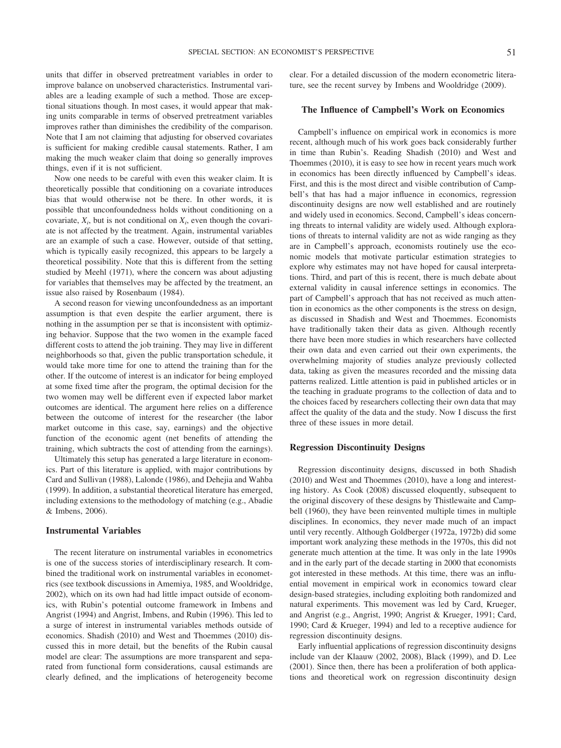units that differ in observed pretreatment variables in order to improve balance on unobserved characteristics. Instrumental variables are a leading example of such a method. Those are exceptional situations though. In most cases, it would appear that making units comparable in terms of observed pretreatment variables improves rather than diminishes the credibility of the comparison. Note that I am not claiming that adjusting for observed covariates is sufficient for making credible causal statements. Rather, I am making the much weaker claim that doing so generally improves things, even if it is not sufficient.

Now one needs to be careful with even this weaker claim. It is theoretically possible that conditioning on a covariate introduces bias that would otherwise not be there. In other words, it is possible that unconfoundedness holds without conditioning on a covariate, $X_i$, but is not conditional on $X_i$, even though the covariate is not affected by the treatment. Again, instrumental variables are an example of such a case. However, outside of that setting, which is typically easily recognized, this appears to be largely a theoretical possibility. Note that this is different from the setting studied by Meehl (1971), where the concern was about adjusting for variables that themselves may be affected by the treatment, an issue also raised by Rosenbaum (1984).

A second reason for viewing unconfoundedness as an important assumption is that even despite the earlier argument, there is nothing in the assumption per se that is inconsistent with optimizing behavior. Suppose that the two women in the example faced different costs to attend the job training. They may live in different neighborhoods so that, given the public transportation schedule, it would take more time for one to attend the training than for the other. If the outcome of interest is an indicator for being employed at some fixed time after the program, the optimal decision for the two women may well be different even if expected labor market outcomes are identical. The argument here relies on a difference between the outcome of interest for the researcher (the labor market outcome in this case, say, earnings) and the objective function of the economic agent (net benefits of attending the training, which subtracts the cost of attending from the earnings).

Ultimately this setup has generated a large literature in economics. Part of this literature is applied, with major contributions by Card and Sullivan (1988), Lalonde (1986), and Dehejia and Wahba (1999). In addition, a substantial theoretical literature has emerged, including extensions to the methodology of matching (e.g., Abadie & Imbens, 2006).

## Instrumental Variables

The recent literature on instrumental variables in econometrics is one of the success stories of interdisciplinary research. It combined the traditional work on instrumental variables in econometrics (see textbook discussions in Amemiya, 1985, and Wooldridge, 2002), which on its own had had little impact outside of economics, with Rubin's potential outcome framework in Imbens and Angrist (1994) and Angrist, Imbens, and Rubin (1996). This led to a surge of interest in instrumental variables methods outside of economics. Shadish (2010) and West and Thoemmes (2010) discussed this in more detail, but the benefits of the Rubin causal model are clear: The assumptions are more transparent and separated from functional form considerations, causal estimands are clearly defined, and the implications of heterogeneity become clear. For a detailed discussion of the modern econometric literature, see the recent survey by Imbens and Wooldridge (2009).

## The Influence of Campbell's Work on Economics

Campbell's influence on empirical work in economics is more recent, although much of his work goes back considerably further in time than Rubin's. Reading Shadish (2010) and West and Thoemmes (2010), it is easy to see how in recent years much work in economics has been directly influenced by Campbell's ideas. First, and this is the most direct and visible contribution of Campbell's that has had a major influence in economics, regression discontinuity designs are now well established and are routinely and widely used in economics. Second, Campbell's ideas concerning threats to internal validity are widely used. Although explorations of threats to internal validity are not as wide ranging as they are in Campbell's approach, economists routinely use the economic models that motivate particular estimation strategies to explore why estimates may not have hoped for causal interpretations. Third, and part of this is recent, there is much debate about external validity in causal inference settings in economics. The part of Campbell's approach that has not received as much attention in economics as the other components is the stress on design, as discussed in Shadish and West and Thoemmes. Economists have traditionally taken their data as given. Although recently there have been more studies in which researchers have collected their own data and even carried out their own experiments, the overwhelming majority of studies analyze previously collected data, taking as given the measures recorded and the missing data patterns realized. Little attention is paid in published articles or in the teaching in graduate programs to the collection of data and to the choices faced by researchers collecting their own data that may affect the quality of the data and the study. Now I discuss the first three of these issues in more detail.

### Regression Discontinuity Designs

Regression discontinuity designs, discussed in both Shadish (2010) and West and Thoemmes (2010), have a long and interesting history. As Cook (2008) discussed eloquently, subsequent to the original discovery of these designs by Thistlewaite and Campbell (1960), they have been reinvented multiple times in multiple disciplines. In economics, they never made much of an impact until very recently. Although Goldberger (1972a, 1972b) did some important work analyzing these methods in the 1970s, this did not generate much attention at the time. It was only in the late 1990s and in the early part of the decade starting in 2000 that economists got interested in these methods. At this time, there was an influential movement in empirical work in economics toward clear design-based strategies, including exploiting both randomized and natural experiments. This movement was led by Card, Krueger, and Angrist (e.g., Angrist, 1990; Angrist & Krueger, 1991; Card, 1990; Card & Krueger, 1994) and led to a receptive audience for regression discontinuity designs.

Early influential applications of regression discontinuity designs include van der Klaauw (2002, 2008), Black (1999), and D. Lee (2001). Since then, there has been a proliferation of both applications and theoretical work on regression discontinuity design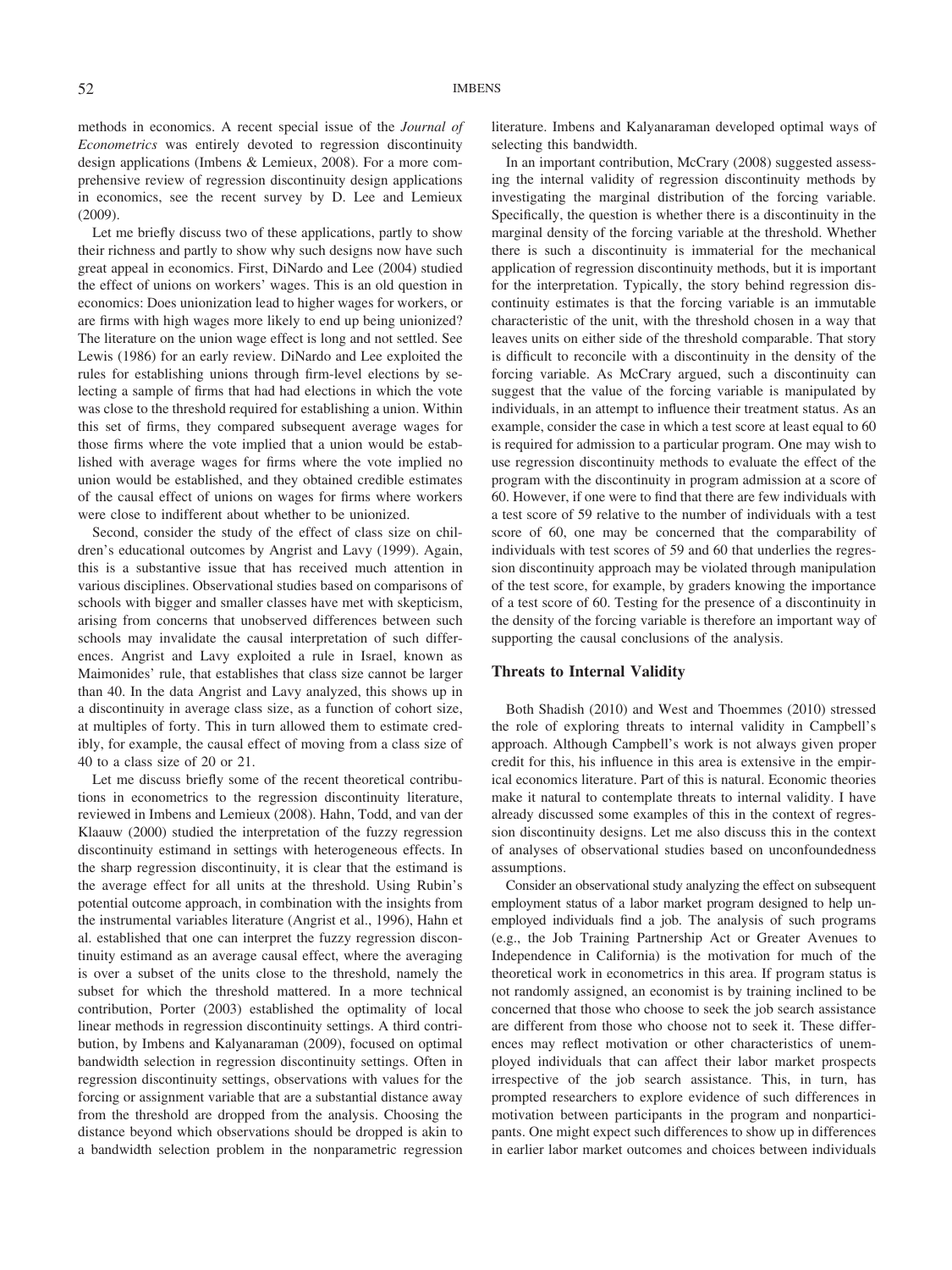methods in economics. A recent special issue of the *Journal of Econometrics* was entirely devoted to regression discontinuity design applications (Imbens & Lemieux, 2008). For a more comprehensive review of regression discontinuity design applications in economics, see the recent survey by D. Lee and Lemieux (2009).

Let me briefly discuss two of these applications, partly to show their richness and partly to show why such designs now have such great appeal in economics. First, DiNardo and Lee (2004) studied the effect of unions on workers' wages. This is an old question in economics: Does unionization lead to higher wages for workers, or are firms with high wages more likely to end up being unionized? The literature on the union wage effect is long and not settled. See Lewis (1986) for an early review. DiNardo and Lee exploited the rules for establishing unions through firm-level elections by selecting a sample of firms that had had elections in which the vote was close to the threshold required for establishing a union. Within this set of firms, they compared subsequent average wages for those firms where the vote implied that a union would be established with average wages for firms where the vote implied no union would be established, and they obtained credible estimates of the causal effect of unions on wages for firms where workers were close to indifferent about whether to be unionized.

Second, consider the study of the effect of class size on children's educational outcomes by Angrist and Lavy (1999). Again, this is a substantive issue that has received much attention in various disciplines. Observational studies based on comparisons of schools with bigger and smaller classes have met with skepticism, arising from concerns that unobserved differences between such schools may invalidate the causal interpretation of such differences. Angrist and Lavy exploited a rule in Israel, known as Maimonides' rule, that establishes that class size cannot be larger than 40. In the data Angrist and Lavy analyzed, this shows up in a discontinuity in average class size, as a function of cohort size, at multiples of forty. This in turn allowed them to estimate credibly, for example, the causal effect of moving from a class size of 40 to a class size of 20 or 21.

Let me discuss briefly some of the recent theoretical contributions in econometrics to the regression discontinuity literature, reviewed in Imbens and Lemieux (2008). Hahn, Todd, and van der Klaauw (2000) studied the interpretation of the fuzzy regression discontinuity estimand in settings with heterogeneous effects. In the sharp regression discontinuity, it is clear that the estimand is the average effect for all units at the threshold. Using Rubin's potential outcome approach, in combination with the insights from the instrumental variables literature (Angrist et al., 1996), Hahn et al. established that one can interpret the fuzzy regression discontinuity estimand as an average causal effect, where the averaging is over a subset of the units close to the threshold, namely the subset for which the threshold mattered. In a more technical contribution, Porter (2003) established the optimality of local linear methods in regression discontinuity settings. A third contribution, by Imbens and Kalyanaraman (2009), focused on optimal bandwidth selection in regression discontinuity settings. Often in regression discontinuity settings, observations with values for the forcing or assignment variable that are a substantial distance away from the threshold are dropped from the analysis. Choosing the distance beyond which observations should be dropped is akin to a bandwidth selection problem in the nonparametric regression literature. Imbens and Kalyanaraman developed optimal ways of selecting this bandwidth.

In an important contribution, McCrary (2008) suggested assessing the internal validity of regression discontinuity methods by investigating the marginal distribution of the forcing variable. Specifically, the question is whether there is a discontinuity in the marginal density of the forcing variable at the threshold. Whether there is such a discontinuity is immaterial for the mechanical application of regression discontinuity methods, but it is important for the interpretation. Typically, the story behind regression discontinuity estimates is that the forcing variable is an immutable characteristic of the unit, with the threshold chosen in a way that leaves units on either side of the threshold comparable. That story is difficult to reconcile with a discontinuity in the density of the forcing variable. As McCrary argued, such a discontinuity can suggest that the value of the forcing variable is manipulated by individuals, in an attempt to influence their treatment status. As an example, consider the case in which a test score at least equal to 60 is required for admission to a particular program. One may wish to use regression discontinuity methods to evaluate the effect of the program with the discontinuity in program admission at a score of 60. However, if one were to find that there are few individuals with a test score of 59 relative to the number of individuals with a test score of 60, one may be concerned that the comparability of individuals with test scores of 59 and 60 that underlies the regression discontinuity approach may be violated through manipulation of the test score, for example, by graders knowing the importance of a test score of 60. Testing for the presence of a discontinuity in the density of the forcing variable is therefore an important way of supporting the causal conclusions of the analysis.

## Threats to Internal Validity

Both Shadish (2010) and West and Thoemmes (2010) stressed the role of exploring threats to internal validity in Campbell's approach. Although Campbell's work is not always given proper credit for this, his influence in this area is extensive in the empirical economics literature. Part of this is natural. Economic theories make it natural to contemplate threats to internal validity. I have already discussed some examples of this in the context of regression discontinuity designs. Let me also discuss this in the context of analyses of observational studies based on unconfoundedness assumptions.

Consider an observational study analyzing the effect on subsequent employment status of a labor market program designed to help unemployed individuals find a job. The analysis of such programs (e.g., the Job Training Partnership Act or Greater Avenues to Independence in California) is the motivation for much of the theoretical work in econometrics in this area. If program status is not randomly assigned, an economist is by training inclined to be concerned that those who choose to seek the job search assistance are different from those who choose not to seek it. These differences may reflect motivation or other characteristics of unemployed individuals that can affect their labor market prospects irrespective of the job search assistance. This, in turn, has prompted researchers to explore evidence of such differences in motivation between participants in the program and nonparticipants. One might expect such differences to show up in differences in earlier labor market outcomes and choices between individuals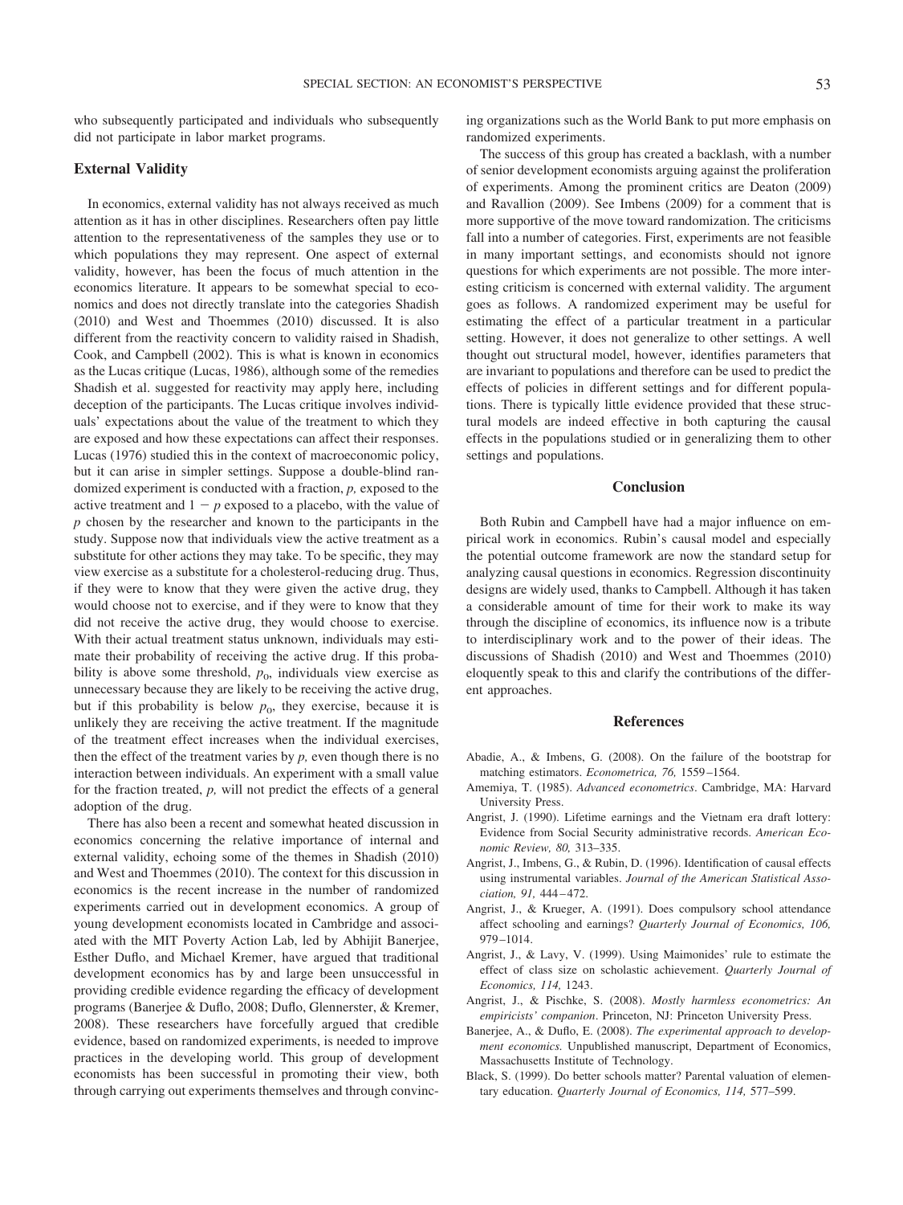who subsequently participated and individuals who subsequently did not participate in labor market programs.

## External Validity

In economics, external validity has not always received as much attention as it has in other disciplines. Researchers often pay little attention to the representativeness of the samples they use or to which populations they may represent. One aspect of external validity, however, has been the focus of much attention in the economics literature. It appears to be somewhat special to economics and does not directly translate into the categories Shadish (2010) and West and Thoemmes (2010) discussed. It is also different from the reactivity concern to validity raised in Shadish, Cook, and Campbell (2002). This is what is known in economics as the Lucas critique (Lucas, 1986), although some of the remedies Shadish et al. suggested for reactivity may apply here, including deception of the participants. The Lucas critique involves individuals' expectations about the value of the treatment to which they are exposed and how these expectations can affect their responses. Lucas (1976) studied this in the context of macroeconomic policy, but it can arise in simpler settings. Suppose a double-blind randomized experiment is conducted with a fraction, $p$, exposed to the active treatment and $1 - p$ exposed to a placebo, with the value of $p$ chosen by the researcher and known to the participants in the study. Suppose now that individuals view the active treatment as a substitute for other actions they may take. To be specific, they may view exercise as a substitute for a cholesterol-reducing drug. Thus, if they were to know that they were given the active drug, they would choose not to exercise, and if they were to know that they did not receive the active drug, they would choose to exercise. With their actual treatment status unknown, individuals may estimate their probability of receiving the active drug. If this probability is above some threshold, $p_0$, individuals view exercise as unnecessary because they are likely to be receiving the active drug, but if this probability is below $p_0$, they exercise, because it is unlikely they are receiving the active treatment. If the magnitude of the treatment effect increases when the individual exercises, then the effect of the treatment varies by $p$, even though there is no interaction between individuals. An experiment with a small value for the fraction treated, $p$, will not predict the effects of a general adoption of the drug.

There has also been a recent and somewhat heated discussion in economics concerning the relative importance of internal and external validity, echoing some of the themes in Shadish (2010) and West and Thoemmes (2010). The context for this discussion in economics is the recent increase in the number of randomized experiments carried out in development economics. A group of young development economists located in Cambridge and associated with the MIT Poverty Action Lab, led by Abhijit Banerjee, Esther Duflo, and Michael Kremer, have argued that traditional development economics has by and large been unsuccessful in providing credible evidence regarding the efficacy of development programs (Banerjee & Duflo, 2008; Duflo, Glennerster, & Kremer, 2008). These researchers have forcefully argued that credible evidence, based on randomized experiments, is needed to improve practices in the developing world. This group of development economists has been successful in promoting their view, both through carrying out experiments themselves and through convincing organizations such as the World Bank to put more emphasis on randomized experiments.

The success of this group has created a backlash, with a number of senior development economists arguing against the proliferation of experiments. Among the prominent critics are Deaton (2009) and Ravallion (2009). See Imbens (2009) for a comment that is more supportive of the move toward randomization. The criticisms fall into a number of categories. First, experiments are not feasible in many important settings, and economists should not ignore questions for which experiments are not possible. The more interesting criticism is concerned with external validity. The argument goes as follows. A randomized experiment may be useful for estimating the effect of a particular treatment in a particular setting. However, it does not generalize to other settings. A well thought out structural model, however, identifies parameters that are invariant to populations and therefore can be used to predict the effects of policies in different settings and for different populations. There is typically little evidence provided that these structural models are indeed effective in both capturing the causal effects in the populations studied or in generalizing them to other settings and populations.

## Conclusion

Both Rubin and Campbell have had a major influence on empirical work in economics. Rubin's causal model and especially the potential outcome framework are now the standard setup for analyzing causal questions in economics. Regression discontinuity designs are widely used, thanks to Campbell. Although it has taken a considerable amount of time for their work to make its way through the discipline of economics, its influence now is a tribute to interdisciplinary work and to the power of their ideas. The discussions of Shadish (2010) and West and Thoemmes (2010) eloquently speak to this and clarify the contributions of the different approaches.

## References

Abadie, A., & Imbens, G. (2008). On the failure of the bootstrap for matching estimators. *Econometrica, 76,* 1559–1564.

Amemiya, T. (1985). *Advanced econometrics*. Cambridge, MA: Harvard University Press.

Angrist, J. (1990). Lifetime earnings and the Vietnam era draft lottery: Evidence from Social Security administrative records. *American Economic Review, 80,* 313–335.

Angrist, J., Imbens, G., & Rubin, D. (1996). Identification of causal effects using instrumental variables. *Journal of the American Statistical Association, 91,* 444–472.

Angrist, J., & Krueger, A. (1991). Does compulsory school attendance affect schooling and earnings? *Quarterly Journal of Economics, 106,* 979–1014.

Angrist, J., & Lavy, V. (1999). Using Maimonides' rule to estimate the effect of class size on scholastic achievement. *Quarterly Journal of Economics, 114,* 1243.

Angrist, J., & Pischke, S. (2008). *Mostly harmless econometrics: An empiricists' companion*. Princeton, NJ: Princeton University Press.

Banerjee, A., & Duflo, E. (2008). *The experimental approach to development economics.* Unpublished manuscript, Department of Economics, Massachusetts Institute of Technology.

Black, S. (1999). Do better schools matter? Parental valuation of elementary education. *Quarterly Journal of Economics, 114,* 577–599.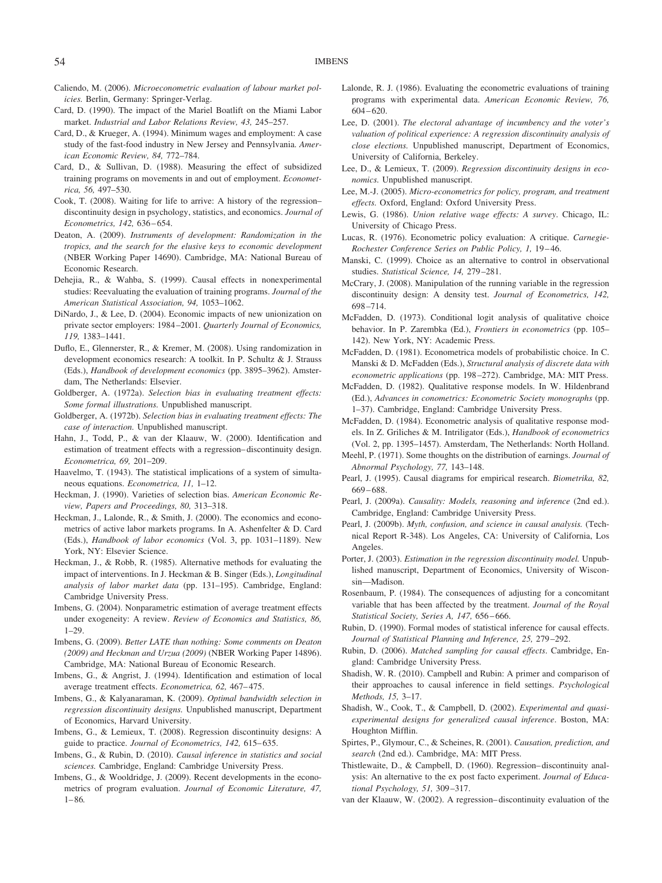Caliendo, M. (2006). *Microeconometric evaluation of labour market policies.* Berlin, Germany: Springer-Verlag.

Card, D. (1990). The impact of the Mariel Boatlift on the Miami Labor market. *Industrial and Labor Relations Review, 43,* 245–257.

Card, D., & Krueger, A. (1994). Minimum wages and employment: A case study of the fast-food industry in New Jersey and Pennsylvania. *American Economic Review, 84,* 772–784.

Card, D., & Sullivan, D. (1988). Measuring the effect of subsidized training programs on movements in and out of employment. *Econometrica, 56,* 497–530.

Cook, T. (2008). Waiting for life to arrive: A history of the regression–discontinuity design in psychology, statistics, and economics. *Journal of Econometrics, 142,* 636–654.

Deaton, A. (2009). *Instruments of development: Randomization in the tropics, and the search for the elusive keys to economic development* (NBER Working Paper 14690). Cambridge, MA: National Bureau of Economic Research.

Dehejia, R., & Wahba, S. (1999). Causal effects in nonexperimental studies: Reevaluating the evaluation of training programs. *Journal of the American Statistical Association, 94,* 1053–1062.

DiNardo, J., & Lee, D. (2004). Economic impacts of new unionization on private sector employers: 1984–2001. *Quarterly Journal of Economics, 119,* 1383–1441.

Duflo, E., Glennerster, R., & Kremer, M. (2008). Using randomization in development economics research: A toolkit. In P. Schultz & J. Strauss (Eds.), *Handbook of development economics* (pp. 3895–3962). Amsterdam, The Netherlands: Elsevier.

Goldberger, A. (1972a). *Selection bias in evaluating treatment effects: Some formal illustrations.* Unpublished manuscript.

Goldberger, A. (1972b). *Selection bias in evaluating treatment effects: The case of interaction.* Unpublished manuscript.

Hahn, J., Todd, P., & van der Klaauw, W. (2000). Identification and estimation of treatment effects with a regression–discontinuity design. *Econometrica, 69,* 201–209.

Haavelmo, T. (1943). The statistical implications of a system of simultaneous equations. *Econometrica, 11,* 1–12.

Heckman, J. (1990). Varieties of selection bias. *American Economic Review, Papers and Proceedings, 80,* 313–318.

Heckman, J., Lalonde, R., & Smith, J. (2000). The economics and econometrics of active labor markets programs. In A. Ashenfelter & D. Card (Eds.), *Handbook of labor economics* (Vol. 3, pp. 1031–1189). New York, NY: Elsevier Science.

Heckman, J., & Robb, R. (1985). Alternative methods for evaluating the impact of interventions. In J. Heckman & B. Singer (Eds.), *Longitudinal analysis of labor market data* (pp. 131–195). Cambridge, England: Cambridge University Press.

Imbens, G. (2004). Nonparametric estimation of average treatment effects under exogeneity: A review. *Review of Economics and Statistics, 86,* 1–29.

Imbens, G. (2009). *Better LATE than nothing: Some comments on Deaton (2009) and Heckman and Urzua (2009)* (NBER Working Paper 14896). Cambridge, MA: National Bureau of Economic Research.

Imbens, G., & Angrist, J. (1994). Identification and estimation of local average treatment effects. *Econometrica, 62,* 467–475.

Imbens, G., & Kalyanaraman, K. (2009). *Optimal bandwidth selection in regression discontinuity designs.* Unpublished manuscript, Department of Economics, Harvard University.

Imbens, G., & Lemieux, T. (2008). Regression discontinuity designs: A guide to practice. *Journal of Econometrics, 142,* 615–635.

Imbens, G., & Rubin, D. (2010). *Causal inference in statistics and social sciences.* Cambridge, England: Cambridge University Press.

Imbens, G., & Wooldridge, J. (2009). Recent developments in the econometrics of program evaluation. *Journal of Economic Literature, 47,* 1–86.

Lalonde, R. J. (1986). Evaluating the econometric evaluations of training programs with experimental data. *American Economic Review, 76,* 604–620.

Lee, D. (2001). *The electoral advantage of incumbency and the voter's valuation of political experience: A regression discontinuity analysis of close elections.* Unpublished manuscript, Department of Economics, University of California, Berkeley.

Lee, D., & Lemieux, T. (2009). *Regression discontinuity designs in economics.* Unpublished manuscript.

Lee, M.-J. (2005). *Micro-econometrics for policy, program, and treatment effects.* Oxford, England: Oxford University Press.

Lewis, G. (1986). *Union relative wage effects: A survey*. Chicago, IL: University of Chicago Press.

Lucas, R. (1976). Econometric policy evaluation: A critique. *Carnegie-Rochester Conference Series on Public Policy, 1,* 19–46.

Manski, C. (1999). Choice as an alternative to control in observational studies. *Statistical Science, 14,* 279–281.

McCrary, J. (2008). Manipulation of the running variable in the regression discontinuity design: A density test. *Journal of Econometrics, 142,* 698–714.

McFadden, D. (1973). Conditional logit analysis of qualitative choice behavior. In P. Zarembka (Ed.), *Frontiers in econometrics* (pp. 105–142). New York, NY: Academic Press.

McFadden, D. (1981). Econometrica models of probabilistic choice. In C. Manski & D. McFadden (Eds.), *Structural analysis of discrete data with econometric applications* (pp. 198–272). Cambridge, MA: MIT Press.

McFadden, D. (1982). Qualitative response models. In W. Hildenbrand (Ed.), *Advances in conometrics: Econometric Society monographs* (pp. 1–37). Cambridge, England: Cambridge University Press.

McFadden, D. (1984). Econometric analysis of qualitative response models. In Z. Griliches & M. Intriligator (Eds.), *Handbook of econometrics* (Vol. 2, pp. 1395–1457). Amsterdam, The Netherlands: North Holland.

Meehl, P. (1971). Some thoughts on the distribution of earnings. *Journal of Abnormal Psychology, 77,* 143–148.

Pearl, J. (1995). Causal diagrams for empirical research. *Biometrika, 82,* 669–688.

Pearl, J. (2009a). *Causality: Models, reasoning and inference* (2nd ed.). Cambridge, England: Cambridge University Press.

Pearl, J. (2009b). *Myth, confusion, and science in causal analysis.* (Technical Report R-348). Los Angeles, CA: University of California, Los Angeles.

Porter, J. (2003). *Estimation in the regression discontinuity model.* Unpublished manuscript, Department of Economics, University of Wisconsin—Madison.

Rosenbaum, P. (1984). The consequences of adjusting for a concomitant variable that has been affected by the treatment. *Journal of the Royal Statistical Society, Series A, 147,* 656–666.

Rubin, D. (1990). Formal modes of statistical inference for causal effects. *Journal of Statistical Planning and Inference, 25,* 279–292.

Rubin, D. (2006). *Matched sampling for causal effects*. Cambridge, England: Cambridge University Press.

Shadish, W. R. (2010). Campbell and Rubin: A primer and comparison of their approaches to causal inference in field settings. *Psychological Methods, 15,* 3–17.

Shadish, W., Cook, T., & Campbell, D. (2002). *Experimental and quasi-experimental designs for generalized causal inference*. Boston, MA: Houghton Mifflin.

Spirtes, P., Glymour, C., & Scheines, R. (2001). *Causation, prediction, and search* (2nd ed.). Cambridge, MA: MIT Press.

Thistlewaite, D., & Campbell, D. (1960). Regression–discontinuity analysis: An alternative to the ex post facto experiment. *Journal of Educational Psychology, 51,* 309–317.

van der Klaauw, W. (2002). A regression–discontinuity evaluation of the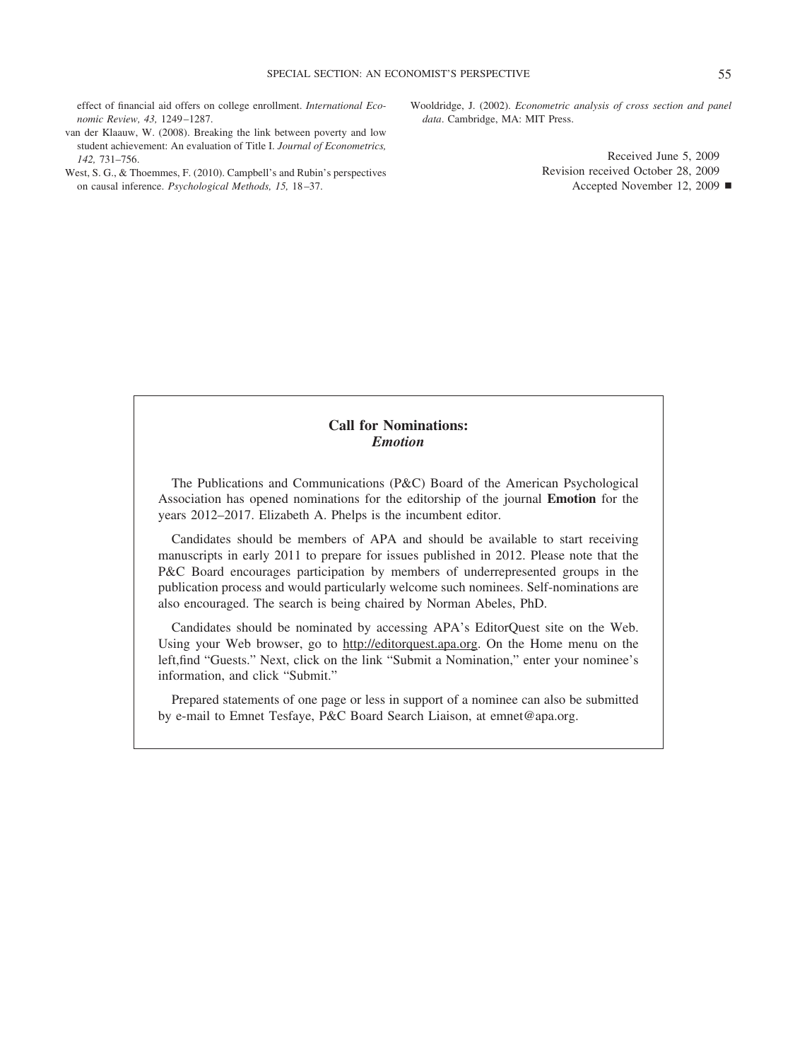effect of financial aid offers on college enrollment. *International Economic Review, 43,* 1249–1287.

van der Klaauw, W. (2008). Breaking the link between poverty and low student achievement: An evaluation of Title I. *Journal of Econometrics, 142,* 731–756.

West, S. G., & Thoemmes, F. (2010). Campbell's and Rubin's perspectives on causal inference. *Psychological Methods, 15,* 18–37.

Wooldridge, J. (2002). *Econometric analysis of cross section and panel data*. Cambridge, MA: MIT Press.

Received June 5, 2009
Revision received October 28, 2009
Accepted November 12, 2009 ■

## Call for Nominations: *Emotion*

The Publications and Communications (P&C) Board of the American Psychological Association has opened nominations for the editorship of the journal **Emotion** for the years 2012–2017. Elizabeth A. Phelps is the incumbent editor.

Candidates should be members of APA and should be available to start receiving manuscripts in early 2011 to prepare for issues published in 2012. Please note that the P&C Board encourages participation by members of underrepresented groups in the publication process and would particularly welcome such nominees. Self-nominations are also encouraged. The search is being chaired by Norman Abeles, PhD.

Candidates should be nominated by accessing APA's EditorQuest site on the Web. Using your Web browser, go to http://editorquest.apa.org. On the Home menu on the left,find "Guests." Next, click on the link "Submit a Nomination," enter your nominee's information, and click "Submit."

Prepared statements of one page or less in support of a nominee can also be submitted by e-mail to Emnet Tesfaye, P&C Board Search Liaison, at emnet@apa.org.